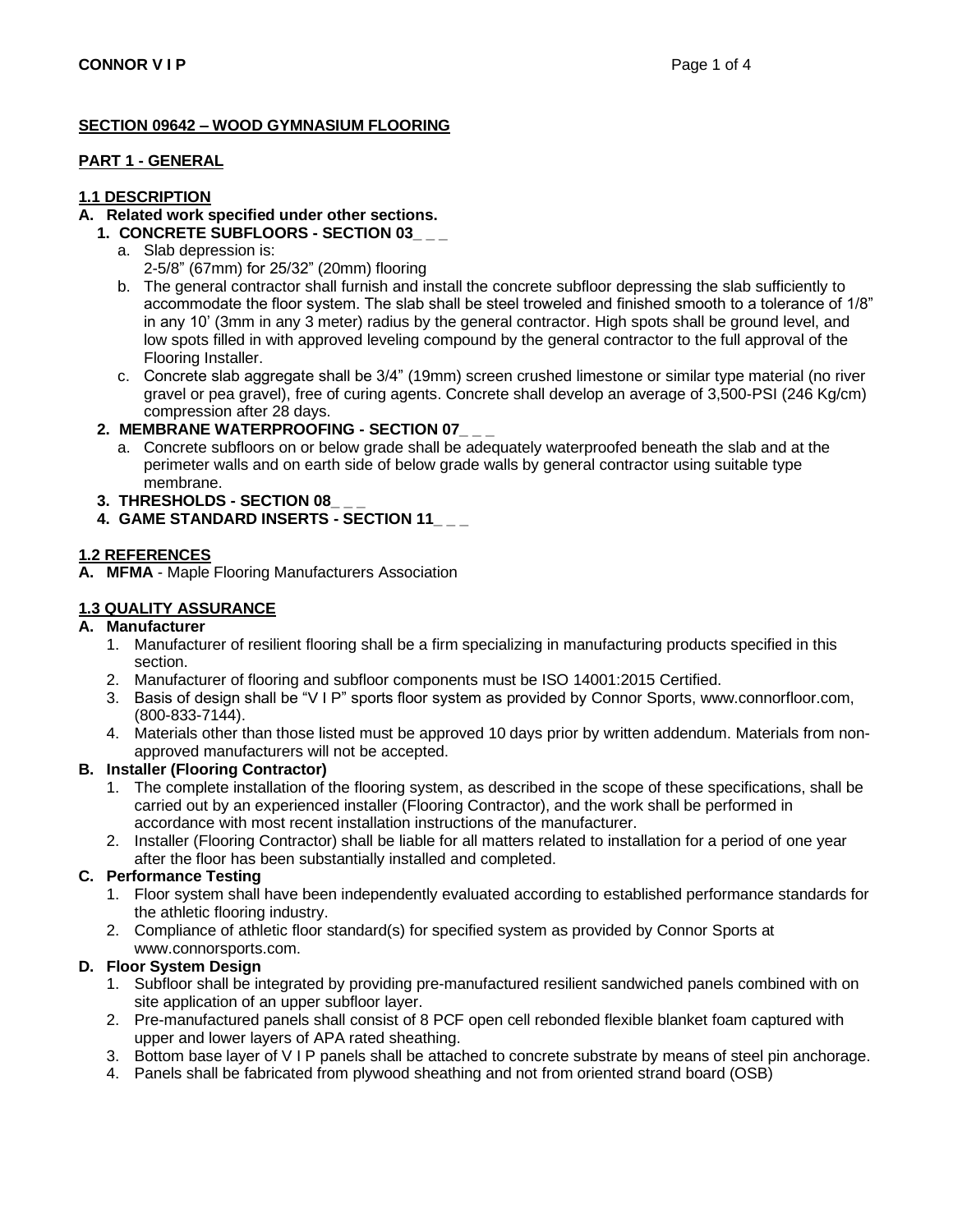**SECTION 09642 – WOOD GYMNASIUM FLOORING**

**PART 1 - GENERAL**

**1.1 DESCRIPTION**

**A. Related work specified under other sections.**

1. **CONCRETE SUBFLOORS - SECTION 03_ _ _**
   a. Slab depression is:
      2-5/8" (67mm) for 25/32" (20mm) flooring
   b. The general contractor shall furnish and install the concrete subfloor depressing the slab sufficiently to accommodate the floor system. The slab shall be steel troweled and finished smooth to a tolerance of 1/8" in any 10' (3mm in any 3 meter) radius by the general contractor. High spots shall be ground level, and low spots filled in with approved leveling compound by the general contractor to the full approval of the Flooring Installer.
   c. Concrete slab aggregate shall be 3/4" (19mm) screen crushed limestone or similar type material (no river gravel or pea gravel), free of curing agents. Concrete shall develop an average of 3,500-PSI (246 Kg/cm) compression after 28 days.
2. **MEMBRANE WATERPROOFING - SECTION 07_ _ _**
   a. Concrete subfloors on or below grade shall be adequately waterproofed beneath the slab and at the perimeter walls and on earth side of below grade walls by general contractor using suitable type membrane.
3. **THRESHOLDS - SECTION 08_ _ _**
4. **GAME STANDARD INSERTS - SECTION 11_ _ _**

**1.2 REFERENCES**

**A. MFMA** - Maple Flooring Manufacturers Association

**1.3 QUALITY ASSURANCE**

**A. Manufacturer**

1. Manufacturer of resilient flooring shall be a firm specializing in manufacturing products specified in this section.
2. Manufacturer of flooring and subfloor components must be ISO 14001:2015 Certified.
3. Basis of design shall be "V I P" sports floor system as provided by Connor Sports, www.connorfloor.com, (800-833-7144).
4. Materials other than those listed must be approved 10 days prior by written addendum. Materials from non-approved manufacturers will not be accepted.

**B. Installer (Flooring Contractor)**

1. The complete installation of the flooring system, as described in the scope of these specifications, shall be carried out by an experienced installer (Flooring Contractor), and the work shall be performed in accordance with most recent installation instructions of the manufacturer.
2. Installer (Flooring Contractor) shall be liable for all matters related to installation for a period of one year after the floor has been substantially installed and completed.

**C. Performance Testing**

1. Floor system shall have been independently evaluated according to established performance standards for the athletic flooring industry.
2. Compliance of athletic floor standard(s) for specified system as provided by Connor Sports at www.connorsports.com.

**D. Floor System Design**

1. Subfloor shall be integrated by providing pre-manufactured resilient sandwiched panels combined with on site application of an upper subfloor layer.
2. Pre-manufactured panels shall consist of 8 PCF open cell rebonded flexible blanket foam captured with upper and lower layers of APA rated sheathing.
3. Bottom base layer of V I P panels shall be attached to concrete substrate by means of steel pin anchorage.
4. Panels shall be fabricated from plywood sheathing and not from oriented strand board (OSB)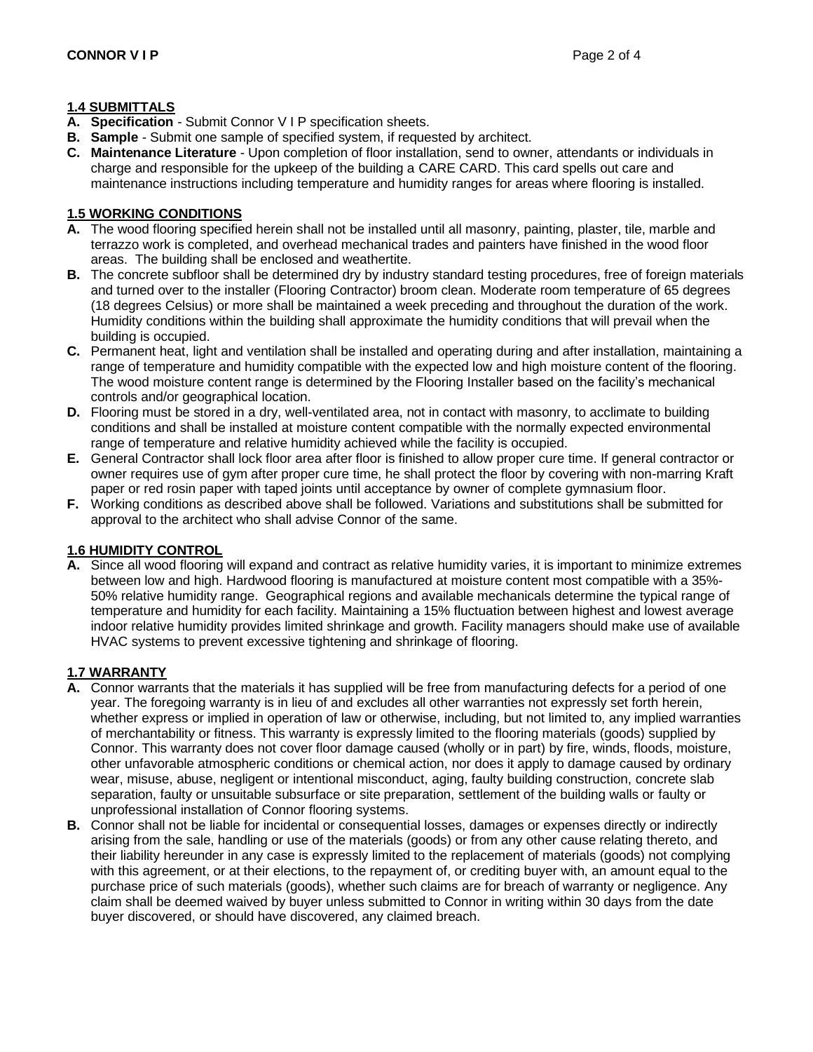## 1.4 SUBMITTALS

**A. Specification** - Submit Connor V I P specification sheets.

**B. Sample** - Submit one sample of specified system, if requested by architect.

**C. Maintenance Literature** - Upon completion of floor installation, send to owner, attendants or individuals in charge and responsible for the upkeep of the building a CARE CARD. This card spells out care and maintenance instructions including temperature and humidity ranges for areas where flooring is installed.

## 1.5 WORKING CONDITIONS

**A.** The wood flooring specified herein shall not be installed until all masonry, painting, plaster, tile, marble and terrazzo work is completed, and overhead mechanical trades and painters have finished in the wood floor areas. The building shall be enclosed and weathertite.

**B.** The concrete subfloor shall be determined dry by industry standard testing procedures, free of foreign materials and turned over to the installer (Flooring Contractor) broom clean. Moderate room temperature of 65 degrees (18 degrees Celsius) or more shall be maintained a week preceding and throughout the duration of the work. Humidity conditions within the building shall approximate the humidity conditions that will prevail when the building is occupied.

**C.** Permanent heat, light and ventilation shall be installed and operating during and after installation, maintaining a range of temperature and humidity compatible with the expected low and high moisture content of the flooring. The wood moisture content range is determined by the Flooring Installer based on the facility's mechanical controls and/or geographical location.

**D.** Flooring must be stored in a dry, well-ventilated area, not in contact with masonry, to acclimate to building conditions and shall be installed at moisture content compatible with the normally expected environmental range of temperature and relative humidity achieved while the facility is occupied.

**E.** General Contractor shall lock floor area after floor is finished to allow proper cure time. If general contractor or owner requires use of gym after proper cure time, he shall protect the floor by covering with non-marring Kraft paper or red rosin paper with taped joints until acceptance by owner of complete gymnasium floor.

**F.** Working conditions as described above shall be followed. Variations and substitutions shall be submitted for approval to the architect who shall advise Connor of the same.

## 1.6 HUMIDITY CONTROL

**A.** Since all wood flooring will expand and contract as relative humidity varies, it is important to minimize extremes between low and high. Hardwood flooring is manufactured at moisture content most compatible with a 35%-50% relative humidity range. Geographical regions and available mechanicals determine the typical range of temperature and humidity for each facility. Maintaining a 15% fluctuation between highest and lowest average indoor relative humidity provides limited shrinkage and growth. Facility managers should make use of available HVAC systems to prevent excessive tightening and shrinkage of flooring.

## 1.7 WARRANTY

**A.** Connor warrants that the materials it has supplied will be free from manufacturing defects for a period of one year. The foregoing warranty is in lieu of and excludes all other warranties not expressly set forth herein, whether express or implied in operation of law or otherwise, including, but not limited to, any implied warranties of merchantability or fitness. This warranty is expressly limited to the flooring materials (goods) supplied by Connor. This warranty does not cover floor damage caused (wholly or in part) by fire, winds, floods, moisture, other unfavorable atmospheric conditions or chemical action, nor does it apply to damage caused by ordinary wear, misuse, abuse, negligent or intentional misconduct, aging, faulty building construction, concrete slab separation, faulty or unsuitable subsurface or site preparation, settlement of the building walls or faulty or unprofessional installation of Connor flooring systems.

**B.** Connor shall not be liable for incidental or consequential losses, damages or expenses directly or indirectly arising from the sale, handling or use of the materials (goods) or from any other cause relating thereto, and their liability hereunder in any case is expressly limited to the replacement of materials (goods) not complying with this agreement, or at their elections, to the repayment of, or crediting buyer with, an amount equal to the purchase price of such materials (goods), whether such claims are for breach of warranty or negligence. Any claim shall be deemed waived by buyer unless submitted to Connor in writing within 30 days from the date buyer discovered, or should have discovered, any claimed breach.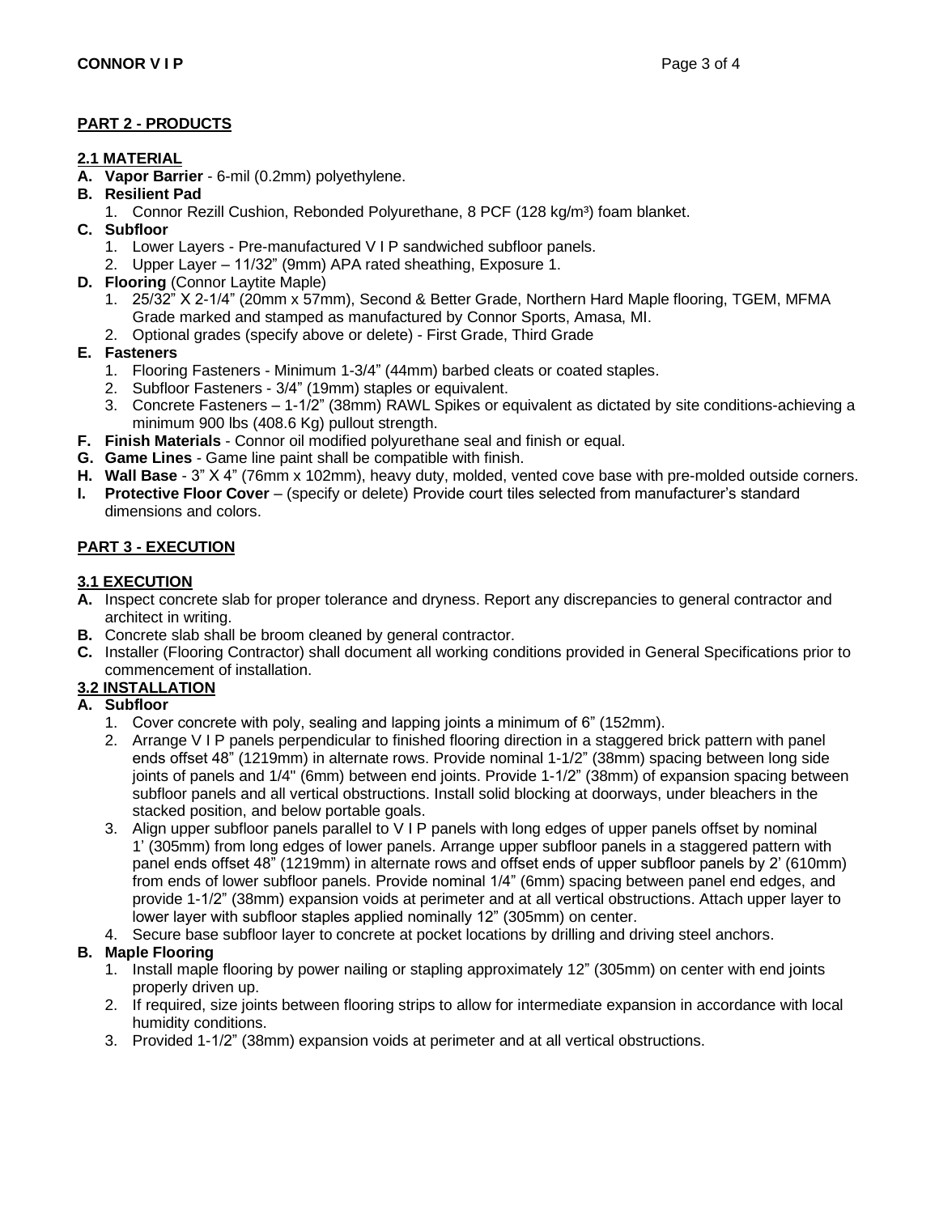## PART 2 - PRODUCTS

### 2.1 MATERIAL

**A. Vapor Barrier** - 6-mil (0.2mm) polyethylene.

**B. Resilient Pad**

1. Connor Rezill Cushion, Rebonded Polyurethane, 8 PCF (128 kg/m³) foam blanket.

**C. Subfloor**

1. Lower Layers - Pre-manufactured V I P sandwiched subfloor panels.
2. Upper Layer – 11/32" (9mm) APA rated sheathing, Exposure 1.

**D. Flooring** (Connor Laytite Maple)

1. 25/32" X 2-1/4" (20mm x 57mm), Second & Better Grade, Northern Hard Maple flooring, TGEM, MFMA Grade marked and stamped as manufactured by Connor Sports, Amasa, MI.
2. Optional grades (specify above or delete) - First Grade, Third Grade

**E. Fasteners**

1. Flooring Fasteners - Minimum 1-3/4" (44mm) barbed cleats or coated staples.
2. Subfloor Fasteners - 3/4" (19mm) staples or equivalent.
3. Concrete Fasteners – 1-1/2" (38mm) RAWL Spikes or equivalent as dictated by site conditions-achieving a minimum 900 lbs (408.6 Kg) pullout strength.

**F. Finish Materials** - Connor oil modified polyurethane seal and finish or equal.

**G. Game Lines** - Game line paint shall be compatible with finish.

**H. Wall Base** - 3" X 4" (76mm x 102mm), heavy duty, molded, vented cove base with pre-molded outside corners.

**I. Protective Floor Cover** – (specify or delete) Provide court tiles selected from manufacturer's standard dimensions and colors.

## PART 3 - EXECUTION

### 3.1 EXECUTION

**A.** Inspect concrete slab for proper tolerance and dryness. Report any discrepancies to general contractor and architect in writing.

**B.** Concrete slab shall be broom cleaned by general contractor.

**C.** Installer (Flooring Contractor) shall document all working conditions provided in General Specifications prior to commencement of installation.

### 3.2 INSTALLATION

**A. Subfloor**

1. Cover concrete with poly, sealing and lapping joints a minimum of 6" (152mm).
2. Arrange V I P panels perpendicular to finished flooring direction in a staggered brick pattern with panel ends offset 48" (1219mm) in alternate rows. Provide nominal 1-1/2" (38mm) spacing between long side joints of panels and 1/4" (6mm) between end joints. Provide 1-1/2" (38mm) of expansion spacing between subfloor panels and all vertical obstructions. Install solid blocking at doorways, under bleachers in the stacked position, and below portable goals.
3. Align upper subfloor panels parallel to V I P panels with long edges of upper panels offset by nominal 1' (305mm) from long edges of lower panels. Arrange upper subfloor panels in a staggered pattern with panel ends offset 48" (1219mm) in alternate rows and offset ends of upper subfloor panels by 2' (610mm) from ends of lower subfloor panels. Provide nominal 1/4" (6mm) spacing between panel end edges, and provide 1-1/2" (38mm) expansion voids at perimeter and at all vertical obstructions. Attach upper layer to lower layer with subfloor staples applied nominally 12" (305mm) on center.
4. Secure base subfloor layer to concrete at pocket locations by drilling and driving steel anchors.

**B. Maple Flooring**

1. Install maple flooring by power nailing or stapling approximately 12" (305mm) on center with end joints properly driven up.
2. If required, size joints between flooring strips to allow for intermediate expansion in accordance with local humidity conditions.
3. Provided 1-1/2" (38mm) expansion voids at perimeter and at all vertical obstructions.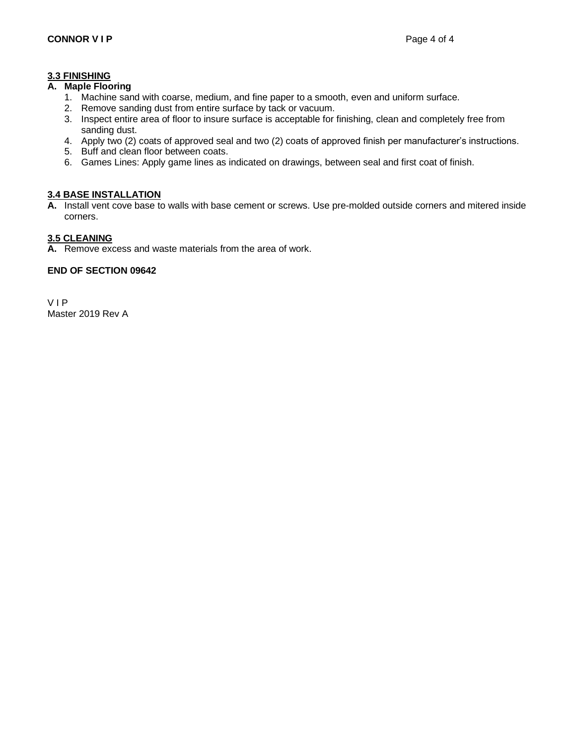**3.3 FINISHING**

**A. Maple Flooring**

1. Machine sand with coarse, medium, and fine paper to a smooth, even and uniform surface.
2. Remove sanding dust from entire surface by tack or vacuum.
3. Inspect entire area of floor to insure surface is acceptable for finishing, clean and completely free from sanding dust.
4. Apply two (2) coats of approved seal and two (2) coats of approved finish per manufacturer's instructions.
5. Buff and clean floor between coats.
6. Games Lines: Apply game lines as indicated on drawings, between seal and first coat of finish.

**3.4 BASE INSTALLATION**

**A.** Install vent cove base to walls with base cement or screws. Use pre-molded outside corners and mitered inside corners.

**3.5 CLEANING**

**A.** Remove excess and waste materials from the area of work.

**END OF SECTION 09642**

V I P
Master 2019 Rev A